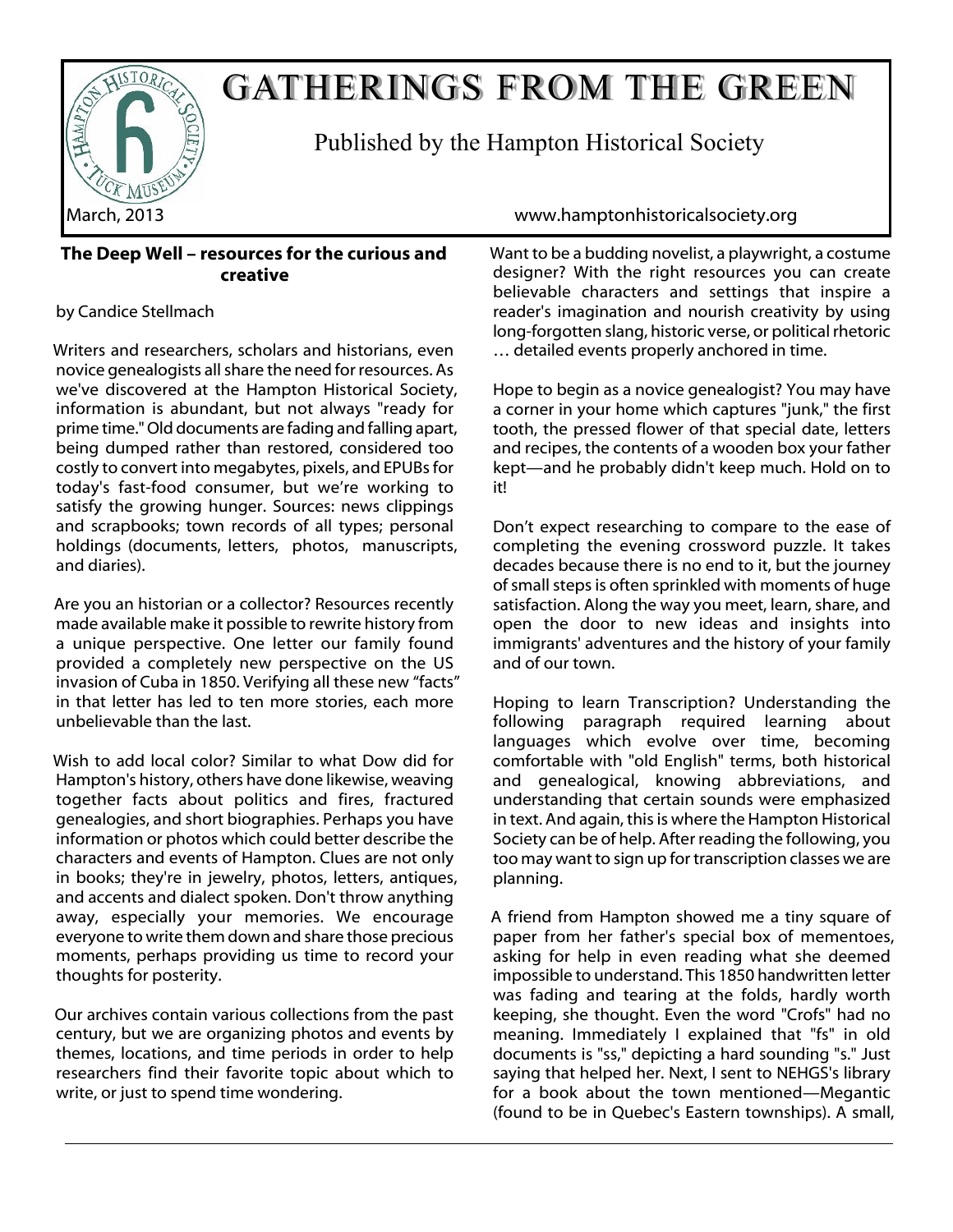# GATHERINGS FROM THE GREEN

Published by the Hampton Historical Society

March, 2013

www.hamptonhistoricalsociety.org

## The Deep Well – resources for the curious and creative

by Candice Stellmach

Writers and researchers, scholars and historians, even novice genealogists all share the need for resources. As we've discovered at the Hampton Historical Society, information is abundant, but not always "ready for prime time." Old documents are fading and falling apart, being dumped rather than restored, considered too costly to convert into megabytes, pixels, and EPUBs for today's fast-food consumer, but we're working to satisfy the growing hunger. Sources: news clippings and scrapbooks; town records of all types; personal holdings (documents, letters, photos, manuscripts, and diaries).

Are you an historian or a collector? Resources recently made available make it possible to rewrite history from a unique perspective. One letter our family found provided a completely new perspective on the US invasion of Cuba in 1850. Verifying all these new "facts" in that letter has led to ten more stories, each more unbelievable than the last.

Wish to add local color? Similar to what Dow did for Hampton's history, others have done likewise, weaving together facts about politics and fires, fractured genealogies, and short biographies. Perhaps you have information or photos which could better describe the characters and events of Hampton. Clues are not only in books; they're in jewelry, photos, letters, antiques, and accents and dialect spoken. Don't throw anything away, especially your memories. We encourage everyone to write them down and share those precious moments, perhaps providing us time to record your thoughts for posterity.

Our archives contain various collections from the past century, but we are organizing photos and events by themes, locations, and time periods in order to help researchers find their favorite topic about which to write, or just to spend time wondering.

Want to be a budding novelist, a playwright, a costume designer? With the right resources you can create believable characters and settings that inspire a reader's imagination and nourish creativity by using long-forgotten slang, historic verse, or political rhetoric … detailed events properly anchored in time.

Hope to begin as a novice genealogist? You may have a corner in your home which captures "junk," the first tooth, the pressed flower of that special date, letters and recipes, the contents of a wooden box your father kept—and he probably didn't keep much. Hold on to it!

Don't expect researching to compare to the ease of completing the evening crossword puzzle. It takes decades because there is no end to it, but the journey of small steps is often sprinkled with moments of huge satisfaction. Along the way you meet, learn, share, and open the door to new ideas and insights into immigrants' adventures and the history of your family and of our town.

Hoping to learn Transcription? Understanding the following paragraph required learning about languages which evolve over time, becoming comfortable with "old English" terms, both historical and genealogical, knowing abbreviations, and understanding that certain sounds were emphasized in text. And again, this is where the Hampton Historical Society can be of help. After reading the following, you too may want to sign up for transcription classes we are planning.

A friend from Hampton showed me a tiny square of paper from her father's special box of mementoes, asking for help in even reading what she deemed impossible to understand. This 1850 handwritten letter was fading and tearing at the folds, hardly worth keeping, she thought. Even the word "Crofs" had no meaning. Immediately I explained that "fs" in old documents is "ss," depicting a hard sounding "s." Just saying that helped her. Next, I sent to NEHGS's library for a book about the town mentioned—Megantic (found to be in Quebec's Eastern townships). A small,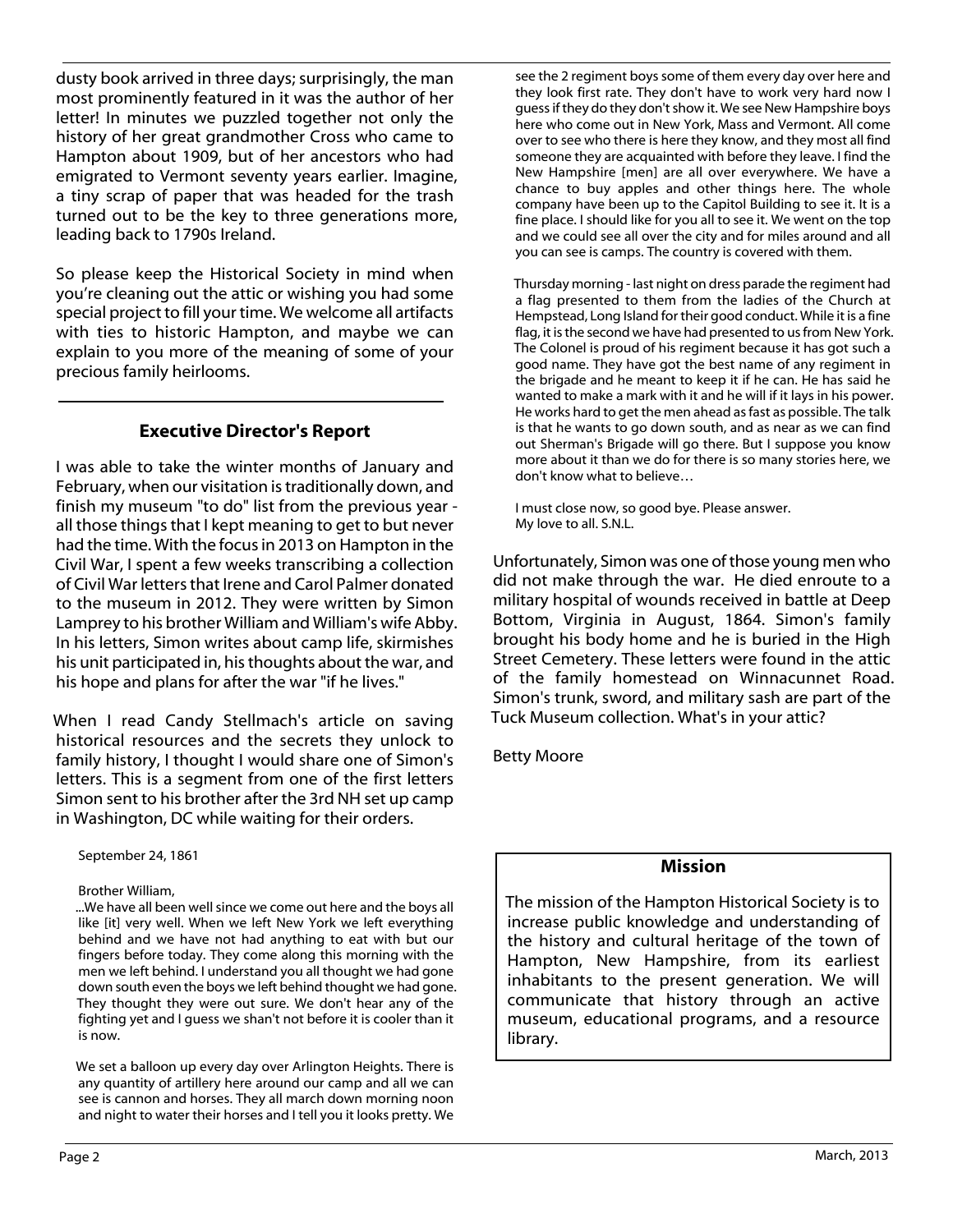dusty book arrived in three days; surprisingly, the man most prominently featured in it was the author of her letter! In minutes we puzzled together not only the history of her great grandmother Cross who came to Hampton about 1909, but of her ancestors who had emigrated to Vermont seventy years earlier. Imagine, a tiny scrap of paper that was headed for the trash turned out to be the key to three generations more, leading back to 1790s Ireland.

So please keep the Historical Society in mind when you're cleaning out the attic or wishing you had some special project to fill your time. We welcome all artifacts with ties to historic Hampton, and maybe we can explain to you more of the meaning of some of your precious family heirlooms.

## Executive Director's Report

I was able to take the winter months of January and February, when our visitation is traditionally down, and finish my museum "to do" list from the previous year - all those things that I kept meaning to get to but never had the time. With the focus in 2013 on Hampton in the Civil War, I spent a few weeks transcribing a collection of Civil War letters that Irene and Carol Palmer donated to the museum in 2012. They were written by Simon Lamprey to his brother William and William's wife Abby. In his letters, Simon writes about camp life, skirmishes his unit participated in, his thoughts about the war, and his hope and plans for after the war "if he lives."

When I read Candy Stellmach's article on saving historical resources and the secrets they unlock to family history, I thought I would share one of Simon's letters. This is a segment from one of the first letters Simon sent to his brother after the 3rd NH set up camp in Washington, DC while waiting for their orders.

> September 24, 1861
>
> Brother William,
>
> ...We have all been well since we come out here and the boys all like [it] very well. When we left New York we left everything behind and we have not had anything to eat with but our fingers before today. They come along this morning with the men we left behind. I understand you all thought we had gone down south even the boys we left behind thought we had gone. They thought they were out sure. We don't hear any of the fighting yet and I guess we shan't not before it is cooler than it is now.
>
> We set a balloon up every day over Arlington Heights. There is any quantity of artillery here around our camp and all we can see is cannon and horses. They all march down morning noon and night to water their horses and I tell you it looks pretty. We see the 2 regiment boys some of them every day over here and they look first rate. They don't have to work very hard now I guess if they do they don't show it. We see New Hampshire boys here who come out in New York, Mass and Vermont. All come over to see who there is here they know, and they most all find someone they are acquainted with before they leave. I find the New Hampshire [men] are all over everywhere. We have a chance to buy apples and other things here. The whole company have been up to the Capitol Building to see it. It is a fine place. I should like for you all to see it. We went on the top and we could see all over the city and for miles around and all you can see is camps. The country is covered with them.
>
> Thursday morning - last night on dress parade the regiment had a flag presented to them from the ladies of the Church at Hempstead, Long Island for their good conduct. While it is a fine flag, it is the second we have had presented to us from New York. The Colonel is proud of his regiment because it has got such a good name. They have got the best name of any regiment in the brigade and he meant to keep it if he can. He has said he wanted to make a mark with it and he will if it lays in his power. He works hard to get the men ahead as fast as possible. The talk is that he wants to go down south, and as near as we can find out Sherman's Brigade will go there. But I suppose you know more about it than we do for there is so many stories here, we don't know what to believe…
>
> I must close now, so good bye. Please answer.
> My love to all. S.N.L.

Unfortunately, Simon was one of those young men who did not make through the war. He died enroute to a military hospital of wounds received in battle at Deep Bottom, Virginia in August, 1864. Simon's family brought his body home and he is buried in the High Street Cemetery. These letters were found in the attic of the family homestead on Winnacunnet Road. Simon's trunk, sword, and military sash are part of the Tuck Museum collection. What's in your attic?

Betty Moore

## Mission

The mission of the Hampton Historical Society is to increase public knowledge and understanding of the history and cultural heritage of the town of Hampton, New Hampshire, from its earliest inhabitants to the present generation. We will communicate that history through an active museum, educational programs, and a resource library.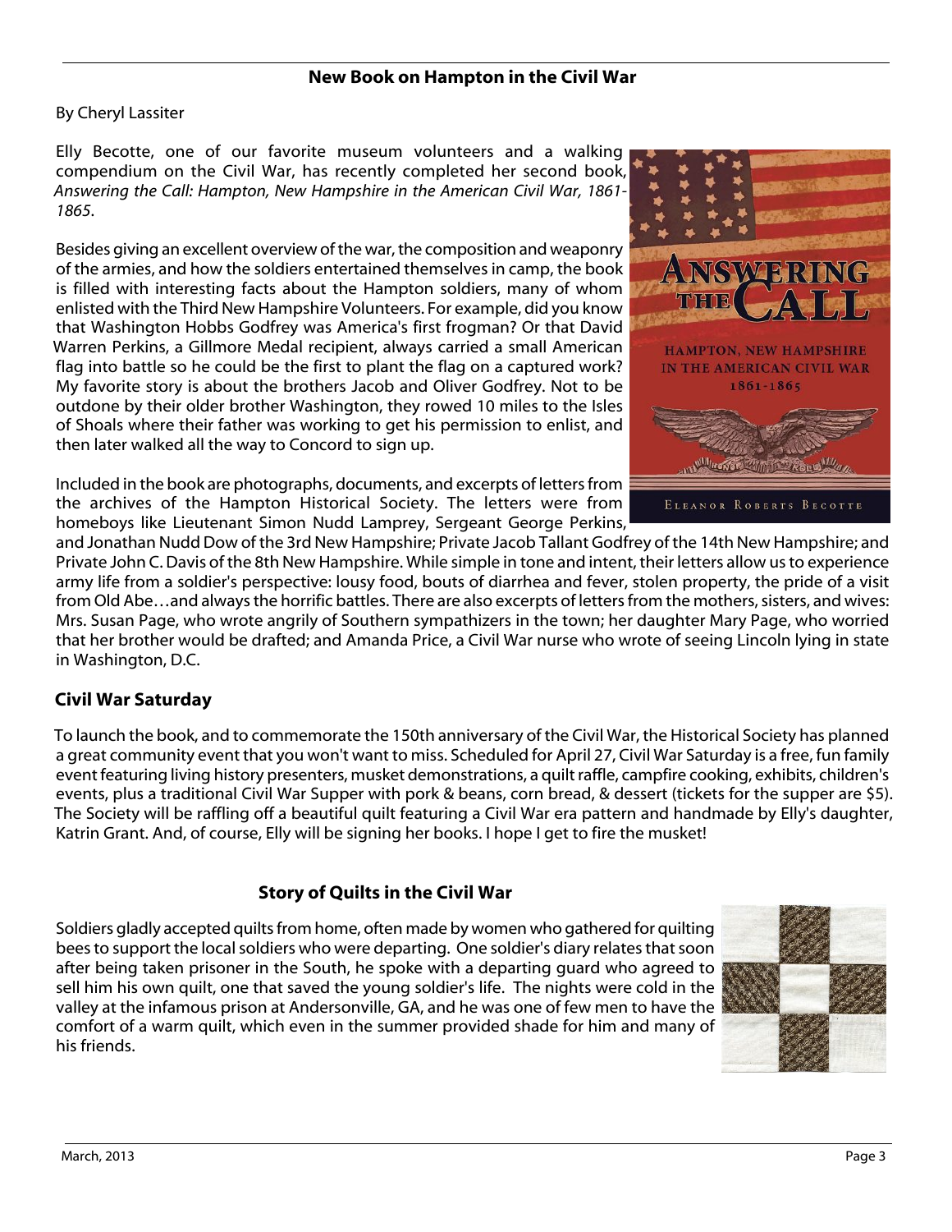## New Book on Hampton in the Civil War

By Cheryl Lassiter

Elly Becotte, one of our favorite museum volunteers and a walking compendium on the Civil War, has recently completed her second book, *Answering the Call: Hampton, New Hampshire in the American Civil War, 1861-1865*.

Besides giving an excellent overview of the war, the composition and weaponry of the armies, and how the soldiers entertained themselves in camp, the book is filled with interesting facts about the Hampton soldiers, many of whom enlisted with the Third New Hampshire Volunteers. For example, did you know that Washington Hobbs Godfrey was America's first frogman? Or that David Warren Perkins, a Gillmore Medal recipient, always carried a small American flag into battle so he could be the first to plant the flag on a captured work? My favorite story is about the brothers Jacob and Oliver Godfrey. Not to be outdone by their older brother Washington, they rowed 10 miles to the Isles of Shoals where their father was working to get his permission to enlist, and then later walked all the way to Concord to sign up.

Included in the book are photographs, documents, and excerpts of letters from the archives of the Hampton Historical Society. The letters were from homeboys like Lieutenant Simon Nudd Lamprey, Sergeant George Perkins, and Jonathan Nudd Dow of the 3rd New Hampshire; Private Jacob Tallant Godfrey of the 14th New Hampshire; and Private John C. Davis of the 8th New Hampshire. While simple in tone and intent, their letters allow us to experience army life from a soldier's perspective: lousy food, bouts of diarrhea and fever, stolen property, the pride of a visit from Old Abe…and always the horrific battles. There are also excerpts of letters from the mothers, sisters, and wives: Mrs. Susan Page, who wrote angrily of Southern sympathizers in the town; her daughter Mary Page, who worried that her brother would be drafted; and Amanda Price, a Civil War nurse who wrote of seeing Lincoln lying in state in Washington, D.C.

### Civil War Saturday

To launch the book, and to commemorate the 150th anniversary of the Civil War, the Historical Society has planned a great community event that you won't want to miss. Scheduled for April 27, Civil War Saturday is a free, fun family event featuring living history presenters, musket demonstrations, a quilt raffle, campfire cooking, exhibits, children's events, plus a traditional Civil War Supper with pork & beans, corn bread, & dessert (tickets for the supper are $5). The Society will be raffling off a beautiful quilt featuring a Civil War era pattern and handmade by Elly's daughter, Katrin Grant. And, of course, Elly will be signing her books. I hope I get to fire the musket!

## Story of Quilts in the Civil War

Soldiers gladly accepted quilts from home, often made by women who gathered for quilting bees to support the local soldiers who were departing. One soldier's diary relates that soon after being taken prisoner in the South, he spoke with a departing guard who agreed to sell him his own quilt, one that saved the young soldier's life. The nights were cold in the valley at the infamous prison at Andersonville, GA, and he was one of few men to have the comfort of a warm quilt, which even in the summer provided shade for him and many of his friends.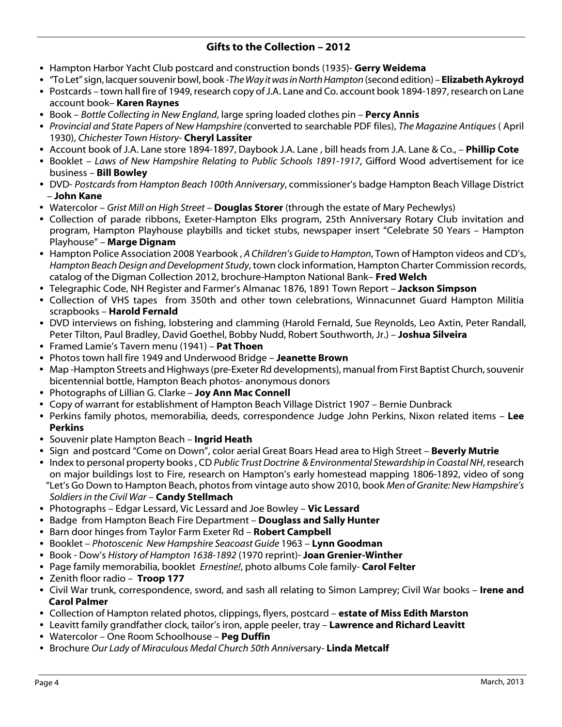## Gifts to the Collection – 2012

- Hampton Harbor Yacht Club postcard and construction bonds (1935)- **Gerry Weidema**
- "To Let" sign, lacquer souvenir bowl, book -*The Way it was in North Hampton* (second edition) – **Elizabeth Aykroyd**
- Postcards – town hall fire of 1949, research copy of J.A. Lane and Co. account book 1894-1897, research on Lane account book– **Karen Raynes**
- Book – *Bottle Collecting in New England*, large spring loaded clothes pin – **Percy Annis**
- *Provincial and State Papers of New Hampshire (*converted to searchable PDF files), *The Magazine Antiques* ( April 1930), *Chichester Town History*- **Cheryl Lassiter**
- Account book of J.A. Lane store 1894-1897, Daybook J.A. Lane , bill heads from J.A. Lane & Co., – **Phillip Cote**
- Booklet – *Laws of New Hampshire Relating to Public Schools 1891-1917*, Gifford Wood advertisement for ice business – **Bill Bowley**
- DVD- *Postcards from Hampton Beach 100th Anniversary*, commissioner's badge Hampton Beach Village District – **John Kane**
- Watercolor – *Grist Mill on High Street* – **Douglas Storer** (through the estate of Mary Pechewlys)
- Collection of parade ribbons, Exeter-Hampton Elks program, 25th Anniversary Rotary Club invitation and program, Hampton Playhouse playbills and ticket stubs, newspaper insert "Celebrate 50 Years – Hampton Playhouse" – **Marge Dignam**
- Hampton Police Association 2008 Yearbook , *A Children's Guide to Hampton*, Town of Hampton videos and CD's, *Hampton Beach Design and Development Study*, town clock information, Hampton Charter Commission records, catalog of the Digman Collection 2012, brochure-Hampton National Bank– **Fred Welch**
- Telegraphic Code, NH Register and Farmer's Almanac 1876, 1891 Town Report – **Jackson Simpson**
- Collection of VHS tapes from 350th and other town celebrations, Winnacunnet Guard Hampton Militia scrapbooks – **Harold Fernald**
- DVD interviews on fishing, lobstering and clamming (Harold Fernald, Sue Reynolds, Leo Axtin, Peter Randall, Peter Tilton, Paul Bradley, David Goethel, Bobby Nudd, Robert Southworth, Jr.) – **Joshua Silveira**
- Framed Lamie's Tavern menu (1941) – **Pat Thoen**
- Photos town hall fire 1949 and Underwood Bridge – **Jeanette Brown**
- Map -Hampton Streets and Highways (pre-Exeter Rd developments), manual from First Baptist Church, souvenir bicentennial bottle, Hampton Beach photos- anonymous donors
- Photographs of Lillian G. Clarke – **Joy Ann Mac Connell**
- Copy of warrant for establishment of Hampton Beach Village District 1907 – Bernie Dunbrack
- Perkins family photos, memorabilia, deeds, correspondence Judge John Perkins, Nixon related items – **Lee Perkins**
- Souvenir plate Hampton Beach – **Ingrid Heath**
- Sign and postcard "Come on Down", color aerial Great Boars Head area to High Street – **Beverly Mutrie**
- Index to personal property books , CD *Public Trust Doctrine & Environmental Stewardship in Coastal NH*, research on major buildings lost to Fire, research on Hampton's early homestead mapping 1806-1892, video of song "Let's Go Down to Hampton Beach, photos from vintage auto show 2010, book *Men of Granite: New Hampshire's Soldiers in the Civil War* – **Candy Stellmach**
- Photographs – Edgar Lessard, Vic Lessard and Joe Bowley – **Vic Lessard**
- Badge from Hampton Beach Fire Department – **Douglass and Sally Hunter**
- Barn door hinges from Taylor Farm Exeter Rd – **Robert Campbell**
- Booklet – *Photoscenic New Hampshire Seacoast Guide* 1963 – **Lynn Goodman**
- Book - Dow's *History of Hampton 1638-1892* (1970 reprint)- **Joan Grenier-Winther**
- Page family memorabilia, booklet *Ernestine!*, photo albums Cole family- **Carol Felter**
- Zenith floor radio – **Troop 177**
- Civil War trunk, correspondence, sword, and sash all relating to Simon Lamprey; Civil War books – **Irene and Carol Palmer**
- Collection of Hampton related photos, clippings, flyers, postcard – **estate of Miss Edith Marston**
- Leavitt family grandfather clock, tailor's iron, apple peeler, tray – **Lawrence and Richard Leavitt**
- Watercolor – One Room Schoolhouse – **Peg Duffin**
- Brochure *Our Lady of Miraculous Medal Church 50th Annivers*ary- **Linda Metcalf**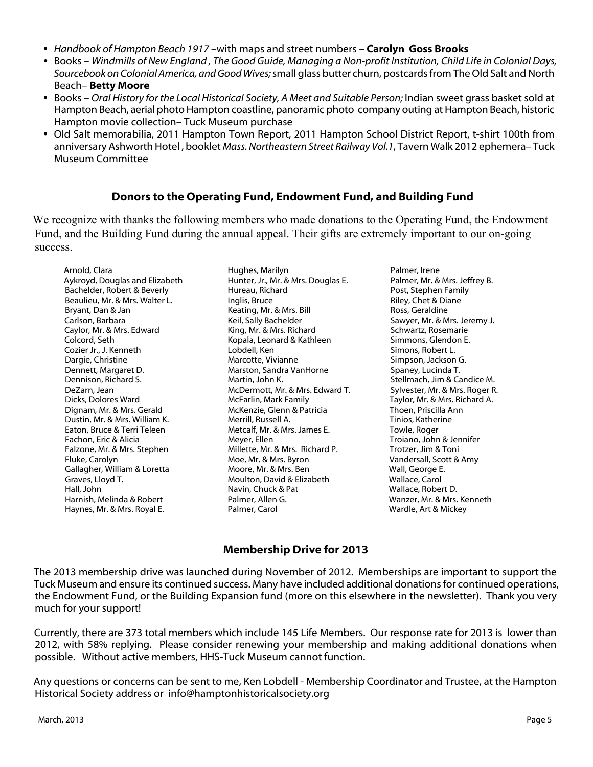- *Handbook of Hampton Beach 1917* –with maps and street numbers – **Carolyn Goss Brooks**
- Books – *Windmills of New England , The Good Guide, Managing a Non-profit Institution, Child Life in Colonial Days, Sourcebook on Colonial America, and Good Wives;* small glass butter churn, postcards from The Old Salt and North Beach– **Betty Moore**
- Books – *Oral History for the Local Historical Society, A Meet and Suitable Person;* Indian sweet grass basket sold at Hampton Beach, aerial photo Hampton coastline, panoramic photo company outing at Hampton Beach, historic Hampton movie collection– Tuck Museum purchase
- Old Salt memorabilia, 2011 Hampton Town Report, 2011 Hampton School District Report, t-shirt 100th from anniversary Ashworth Hotel , booklet *Mass. Northeastern Street Railway Vol.1*, Tavern Walk 2012 ephemera– Tuck Museum Committee

## Donors to the Operating Fund, Endowment Fund, and Building Fund

We recognize with thanks the following members who made donations to the Operating Fund, the Endowment Fund, and the Building Fund during the annual appeal. Their gifts are extremely important to our on-going success.

Arnold, Clara
Aykroyd, Douglas and Elizabeth
Bachelder, Robert & Beverly
Beaulieu, Mr. & Mrs. Walter L.
Bryant, Dan & Jan
Carlson, Barbara
Caylor, Mr. & Mrs. Edward
Colcord, Seth
Cozier Jr., J. Kenneth
Dargie, Christine
Dennett, Margaret D.
Dennison, Richard S.
DeZarn, Jean
Dicks, Dolores Ward
Dignam, Mr. & Mrs. Gerald
Dustin, Mr. & Mrs. William K.
Eaton, Bruce & Terri Teleen
Fachon, Eric & Alicia
Falzone, Mr. & Mrs. Stephen
Fluke, Carolyn
Gallagher, William & Loretta
Graves, Lloyd T.
Hall, John
Harnish, Melinda & Robert
Haynes, Mr. & Mrs. Royal E.
Hughes, Marilyn
Hunter, Jr., Mr. & Mrs. Douglas E.
Hureau, Richard
Inglis, Bruce
Keating, Mr. & Mrs. Bill
Keil, Sally Bachelder
King, Mr. & Mrs. Richard
Kopala, Leonard & Kathleen
Lobdell, Ken
Marcotte, Vivianne
Marston, Sandra VanHorne
Martin, John K.
McDermott, Mr. & Mrs. Edward T.
McFarlin, Mark Family
McKenzie, Glenn & Patricia
Merrill, Russell A.
Metcalf, Mr. & Mrs. James E.
Meyer, Ellen
Millette, Mr. & Mrs. Richard P.
Moe, Mr. & Mrs. Byron
Moore, Mr. & Mrs. Ben
Moulton, David & Elizabeth
Navin, Chuck & Pat
Palmer, Allen G.
Palmer, Carol
Palmer, Irene
Palmer, Mr. & Mrs. Jeffrey B.
Post, Stephen Family
Riley, Chet & Diane
Ross, Geraldine
Sawyer, Mr. & Mrs. Jeremy J.
Schwartz, Rosemarie
Simmons, Glendon E.
Simons, Robert L.
Simpson, Jackson G.
Spaney, Lucinda T.
Stellmach, Jim & Candice M.
Sylvester, Mr. & Mrs. Roger R.
Taylor, Mr. & Mrs. Richard A.
Thoen, Priscilla Ann
Tinios, Katherine
Towle, Roger
Troiano, John & Jennifer
Trotzer, Jim & Toni
Vandersall, Scott & Amy
Wall, George E.
Wallace, Carol
Wallace, Robert D.
Wanzer, Mr. & Mrs. Kenneth
Wardle, Art & Mickey

## Membership Drive for 2013

The 2013 membership drive was launched during November of 2012. Memberships are important to support the Tuck Museum and ensure its continued success. Many have included additional donations for continued operations, the Endowment Fund, or the Building Expansion fund (more on this elsewhere in the newsletter). Thank you very much for your support!

Currently, there are 373 total members which include 145 Life Members. Our response rate for 2013 is lower than 2012, with 58% replying. Please consider renewing your membership and making additional donations when possible. Without active members, HHS-Tuck Museum cannot function.

Any questions or concerns can be sent to me, Ken Lobdell - Membership Coordinator and Trustee, at the Hampton Historical Society address or info@hamptonhistoricalsociety.org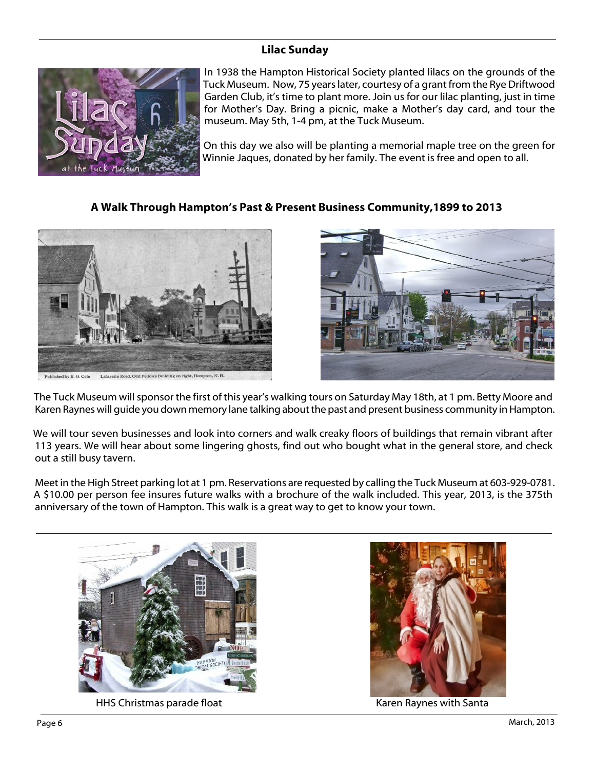## Lilac Sunday

In 1938 the Hampton Historical Society planted lilacs on the grounds of the Tuck Museum. Now, 75 years later, courtesy of a grant from the Rye Driftwood Garden Club, it's time to plant more. Join us for our lilac planting, just in time for Mother's Day. Bring a picnic, make a Mother's day card, and tour the museum. May 5th, 1-4 pm, at the Tuck Museum.

On this day we also will be planting a memorial maple tree on the green for Winnie Jaques, donated by her family. The event is free and open to all.

## A Walk Through Hampton's Past & Present Business Community,1899 to 2013

Published by E. G. Cole    Lafayette Road, Odd Fellows Building on right, Hampton, N. H.

The Tuck Museum will sponsor the first of this year's walking tours on Saturday May 18th, at 1 pm. Betty Moore and Karen Raynes will guide you down memory lane talking about the past and present business community in Hampton.

We will tour seven businesses and look into corners and walk creaky floors of buildings that remain vibrant after 113 years. We will hear about some lingering ghosts, find out who bought what in the general store, and check out a still busy tavern.

Meet in the High Street parking lot at 1 pm. Reservations are requested by calling the Tuck Museum at 603-929-0781. A $10.00 per person fee insures future walks with a brochure of the walk included. This year, 2013, is the 375th anniversary of the town of Hampton. This walk is a great way to get to know your town.

HHS Christmas parade float

Karen Raynes with Santa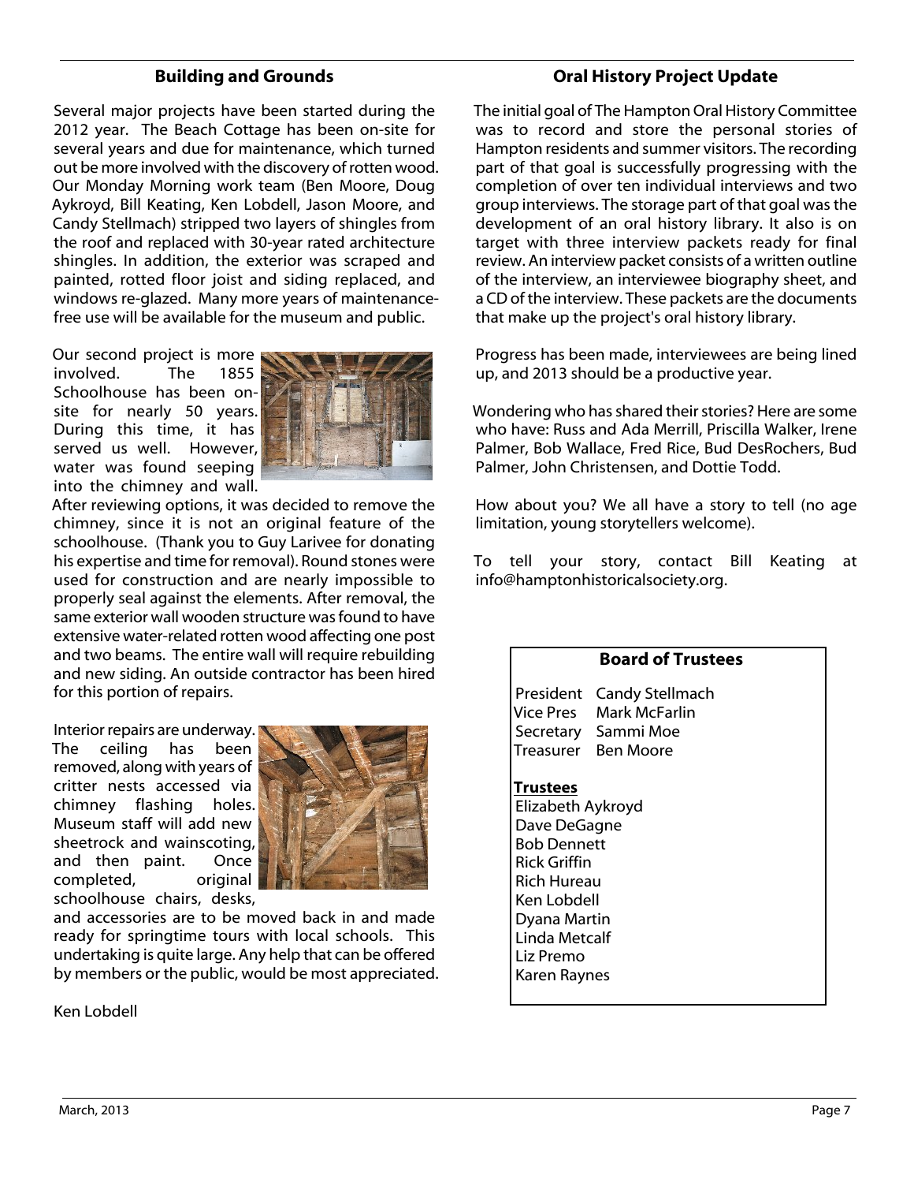## Building and Grounds

Several major projects have been started during the 2012 year. The Beach Cottage has been on-site for several years and due for maintenance, which turned out be more involved with the discovery of rotten wood. Our Monday Morning work team (Ben Moore, Doug Aykroyd, Bill Keating, Ken Lobdell, Jason Moore, and Candy Stellmach) stripped two layers of shingles from the roof and replaced with 30-year rated architecture shingles. In addition, the exterior was scraped and painted, rotted floor joist and siding replaced, and windows re-glazed. Many more years of maintenance-free use will be available for the museum and public.

Our second project is more involved. The 1855 Schoolhouse has been on-site for nearly 50 years. During this time, it has served us well. However, water was found seeping into the chimney and wall. After reviewing options, it was decided to remove the chimney, since it is not an original feature of the schoolhouse. (Thank you to Guy Larivee for donating his expertise and time for removal). Round stones were used for construction and are nearly impossible to properly seal against the elements. After removal, the same exterior wall wooden structure was found to have extensive water-related rotten wood affecting one post and two beams. The entire wall will require rebuilding and new siding. An outside contractor has been hired for this portion of repairs.

Interior repairs are underway. The ceiling has been removed, along with years of critter nests accessed via chimney flashing holes. Museum staff will add new sheetrock and wainscoting, and then paint. Once completed, original schoolhouse chairs, desks, and accessories are to be moved back in and made ready for springtime tours with local schools. This undertaking is quite large. Any help that can be offered by members or the public, would be most appreciated.

Ken Lobdell

## Oral History Project Update

The initial goal of The Hampton Oral History Committee was to record and store the personal stories of Hampton residents and summer visitors. The recording part of that goal is successfully progressing with the completion of over ten individual interviews and two group interviews. The storage part of that goal was the development of an oral history library. It also is on target with three interview packets ready for final review. An interview packet consists of a written outline of the interview, an interviewee biography sheet, and a CD of the interview. These packets are the documents that make up the project's oral history library.

Progress has been made, interviewees are being lined up, and 2013 should be a productive year.

Wondering who has shared their stories? Here are some who have: Russ and Ada Merrill, Priscilla Walker, Irene Palmer, Bob Wallace, Fred Rice, Bud DesRochers, Bud Palmer, John Christensen, and Dottie Todd.

How about you? We all have a story to tell (no age limitation, young storytellers welcome).

To tell your story, contact Bill Keating at info@hamptonhistoricalsociety.org.

### Board of Trustees

President Candy Stellmach
Vice Pres Mark McFarlin
Secretary Sammi Moe
Treasurer Ben Moore

**Trustees**

Elizabeth Aykroyd
Dave DeGagne
Bob Dennett
Rick Griffin
Rich Hureau
Ken Lobdell
Dyana Martin
Linda Metcalf
Liz Premo
Karen Raynes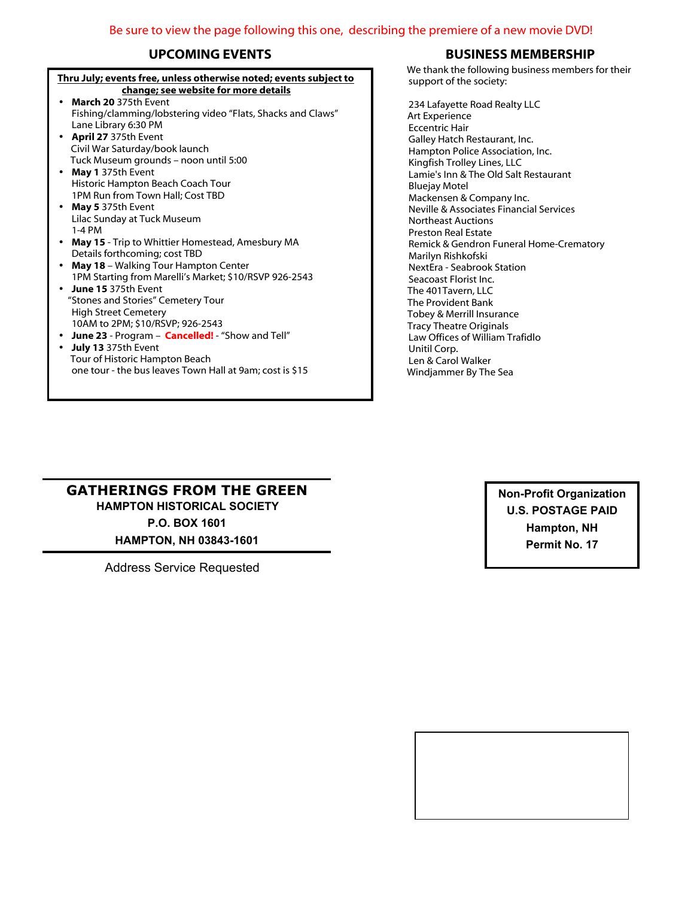Be sure to view the page following this one, describing the premiere of a new movie DVD!

## UPCOMING EVENTS

**Thru July; events free, unless noted otherwise noted; events subject to change; see website for more details**

- **March 20** 375th Event
  Fishing/clamming/lobstering video “Flats, Shacks and Claws”
  Lane Library 6:30 PM
- **April 27** 375th Event
  Civil War Saturday/book launch
  Tuck Museum grounds – noon until 5:00
- **May 1** 375th Event
  Historic Hampton Beach Coach Tour
  1PM Run from Town Hall; Cost TBD
- **May 5** 375th Event
  Lilac Sunday at Tuck Museum
  1-4 PM
- **May 15** - Trip to Whittier Homestead, Amesbury MA
  Details forthcoming; cost TBD
- **May 18** – Walking Tour Hampton Center
  1PM Starting from Marelli’s Market; $10/RSVP 926-2543
- **June 15** 375th Event
  “Stones and Stories” Cemetery Tour
  High Street Cemetery
  10AM to 2PM; $10/RSVP; 926-2543
- **June 23** - Program – **Cancelled!** - “Show and Tell”
- **July 13** 375th Event
  Tour of Historic Hampton Beach
  one tour - the bus leaves Town Hall at 9am; cost is $15

## BUSINESS MEMBERSHIP

We thank the following business members for their support of the society:

234 Lafayette Road Realty LLC
Art Experience
Eccentric Hair
Galley Hatch Restaurant, Inc.
Hampton Police Association, Inc.
Kingfish Trolley Lines, LLC
Lamie's Inn & The Old Salt Restaurant
Bluejay Motel
Mackensen & Company Inc.
Neville & Associates Financial Services
Northeast Auctions
Preston Real Estate
Remick & Gendron Funeral Home-Crematory
Marilyn Rishkofski
NextEra - Seabrook Station
Seacoast Florist Inc.
The 401Tavern, LLC
The Provident Bank
Tobey & Merrill Insurance
Tracy Theatre Originals
Law Offices of William Trafidlo
Unitil Corp.
Len & Carol Walker
Windjammer By The Sea

**GATHERINGS FROM THE GREEN**
**HAMPTON HISTORICAL SOCIETY**
**P.O. BOX 1601**
**HAMPTON, NH 03843-1601**

Address Service Requested

**Non-Profit Organization**
**U.S. POSTAGE PAID**
**Hampton, NH**
**Permit No. 17**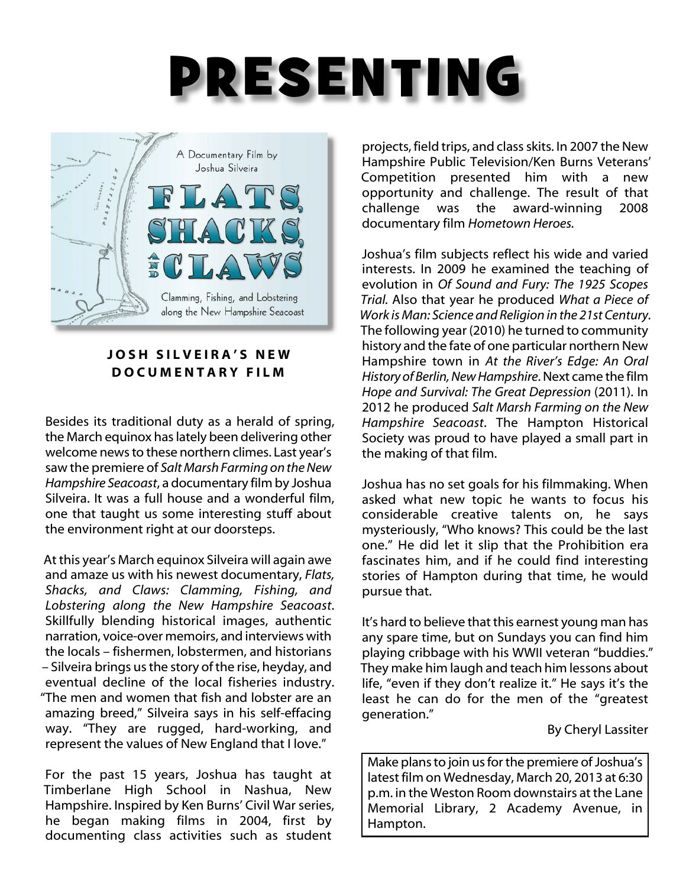# PRESENTING

A Documentary Film by Joshua Silveira

FLATS, SHACKS, AND CLAWS

Clamming, Fishing, and Lobstering along the New Hampshire Seacoast

## JOSH SILVEIRA'S NEW DOCUMENTARY FILM

Besides its traditional duty as a herald of spring, the March equinox has lately been delivering other welcome news to these northern climes. Last year's saw the premiere of *Salt Marsh Farming on the New Hampshire Seacoast*, a documentary film by Joshua Silveira. It was a full house and a wonderful film, one that taught us some interesting stuff about the environment right at our doorsteps.

At this year's March equinox Silveira will again awe and amaze us with his newest documentary, *Flats, Shacks, and Claws: Clamming, Fishing, and Lobstering along the New Hampshire Seacoast*. Skillfully blending historical images, authentic narration, voice-over memoirs, and interviews with the locals – fishermen, lobstermen, and historians – Silveira brings us the story of the rise, heyday, and eventual decline of the local fisheries industry. "The men and women that fish and lobster are an amazing breed," Silveira says in his self-effacing way. "They are rugged, hard-working, and represent the values of New England that I love."

For the past 15 years, Joshua has taught at Timberlane High School in Nashua, New Hampshire. Inspired by Ken Burns' Civil War series, he began making films in 2004, first by documenting class activities such as student projects, field trips, and class skits. In 2007 the New Hampshire Public Television/Ken Burns Veterans' Competition presented him with a new opportunity and challenge. The result of that challenge was the award-winning 2008 documentary film *Hometown Heroes*.

Joshua's film subjects reflect his wide and varied interests. In 2009 he examined the teaching of evolution in *Of Sound and Fury: The 1925 Scopes Trial*. Also that year he produced *What a Piece of Work is Man: Science and Religion in the 21st Century*. The following year (2010) he turned to community history and the fate of one particular northern New Hampshire town in *At the River's Edge: An Oral History of Berlin, New Hampshire*. Next came the film *Hope and Survival: The Great Depression* (2011). In 2012 he produced *Salt Marsh Farming on the New Hampshire Seacoast*. The Hampton Historical Society was proud to have played a small part in the making of that film.

Joshua has no set goals for his filmmaking. When asked what new topic he wants to focus his considerable creative talents on, he says mysteriously, "Who knows? This could be the last one." He did let it slip that the Prohibition era fascinates him, and if he could find interesting stories of Hampton during that time, he would pursue that.

It's hard to believe that this earnest young man has any spare time, but on Sundays you can find him playing cribbage with his WWII veteran "buddies." They make him laugh and teach him lessons about life, "even if they don't realize it." He says it's the least he can do for the men of the "greatest generation."

By Cheryl Lassiter

Make plans to join us for the premiere of Joshua's latest film on Wednesday, March 20, 2013 at 6:30 p.m. in the Weston Room downstairs at the Lane Memorial Library, 2 Academy Avenue, in Hampton.